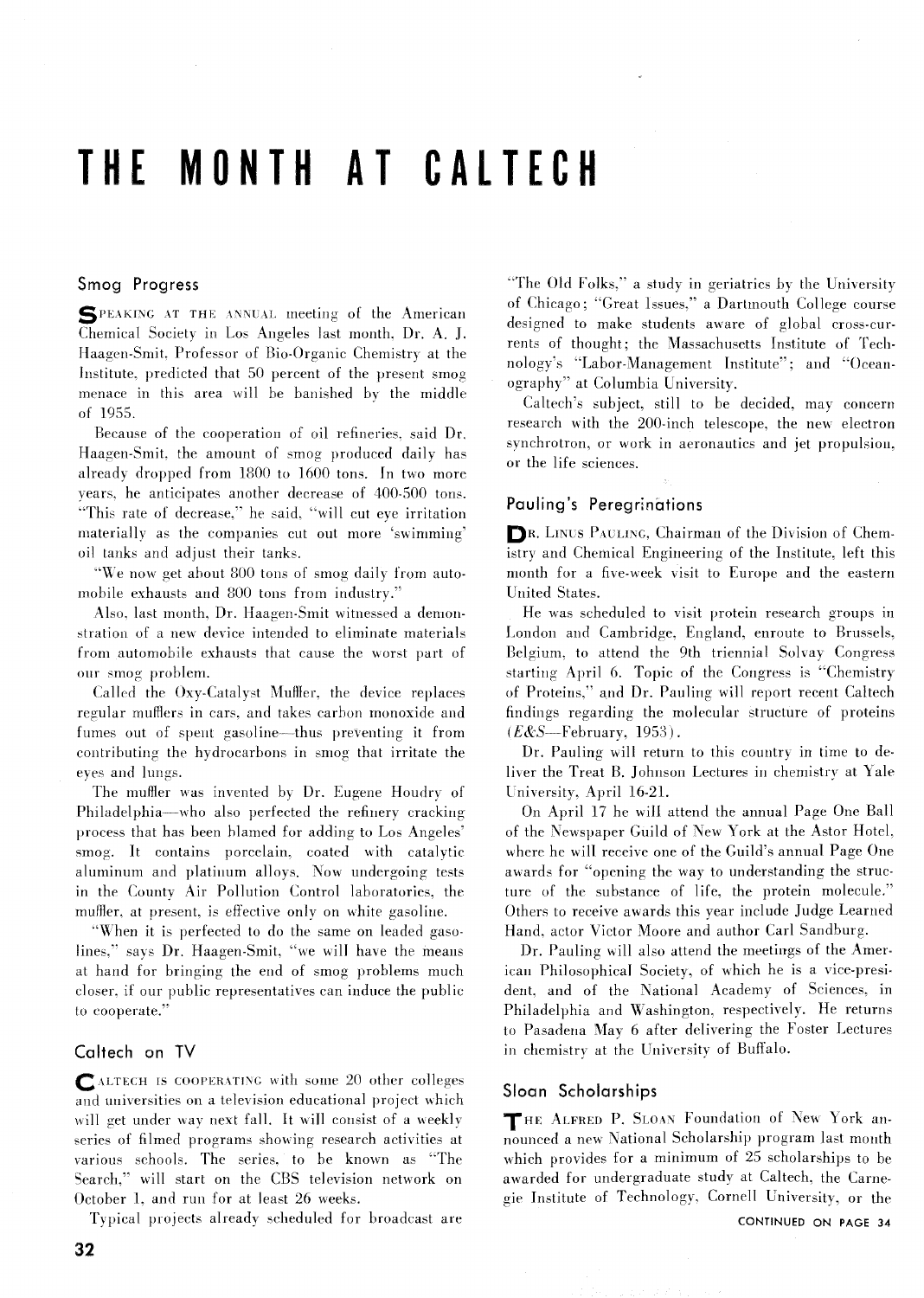# THE MONTH AT CALTECH

## Smog Progress

Speaking at the annual meeting of the American Chemical Society in Los Angeles last month, Dr. A. J. Haagen-Smit, Professor of Bio-Organic Chemistry at the Institute, predicted that 50 percent of the present smog menace in this area will be banished by the middle of 1955.

Because of the cooperation of oil refineries, said Dr. Haagen-Smit, the amount of smog produced daily has already dropped from 1800 to 1600 tons. In two more years, he anticipates another decrease of 400-500 tons. "This rate of decrease," he said, "will cut eye irritation materially as the companies cut out more 'swimming' oil tanks and adjust their tanks.

"We now get about 800 tons of smog daily from automobile exhausts and 800 tons from industry."

Also, last month, Dr. Haagen-Smit witnessed a demonstration of a new device intended to eliminate materials from automobile exhausts that cause the worst part of our smog problem.

Called the Oxy-Catalyst Muffler, the device replaces regular mufflers in cars, and takes carbon monoxide and fumes out of spent gasoline—thus preventing it from contributing the hydrocarbons in smog that irritate the eyes and lungs.

The muffler was invented by Dr. Eugene Houdry of Philadelphia—who also perfected the refinery cracking process that has been blamed for adding to Los Angeles' smog. It contains porcelain, coated with catalytic aluminum and platinum alloys. Now undergoing tests in the County Air Pollution Control laboratories, the muffler, at present, is effective only on white gasoline.

"When it is perfected to do the same on leaded gasolines," says Dr. Haagen-Smit, "we will have the means at hand for bringing the end of smog problems much closer, if our public representatives can induce the public to cooperate."

## Caltech on TV

Caltech is cooperating with some 20 other colleges and universities on a television educational project which will get under way next fall. It will consist of a weekly series of filmed programs showing research activities at various schools. The series, to be known as "The Search," will start on the CBS television network on October 1, and run for at least 26 weeks.

Typical projects already scheduled for broadcast are "The Old Folks," a study in geriatrics by the University of Chicago; "Great Issues," a Dartmouth College course designed to make students aware of global cross-currents of thought; the Massachusetts Institute of Technology's "Labor-Management Institute"; and "Oceanography" at Columbia University.

Caltech's subject, still to be decided, may concern research with the 200-inch telescope, the new electron synchrotron, or work in aeronautics and jet propulsion, or the life sciences.

## Pauling's Peregrinations

Dr. Linus Pauling, Chairman of the Division of Chemistry and Chemical Engineering of the Institute, left this month for a five-week visit to Europe and the eastern United States.

He was scheduled to visit protein research groups in London and Cambridge, England, enroute to Brussels, Belgium, to attend the 9th triennial Solvay Congress starting April 6. Topic of the Congress is "Chemistry of Proteins," and Dr. Pauling will report recent Caltech findings regarding the molecular structure of proteins (*E&S*—February, 1953).

Dr. Pauling will return to this country in time to deliver the Treat B. Johnson Lectures in chemistry at Yale University, April 16-21.

On April 17 he will attend the annual Page One Ball of the Newspaper Guild of New York at the Astor Hotel, where he will receive one of the Guild's annual Page One awards for "opening the way to understanding the structure of the substance of life, the protein molecule." Others to receive awards this year include Judge Learned Hand, actor Victor Moore and author Carl Sandburg.

Dr. Pauling will also attend the meetings of the American Philosophical Society, of which he is a vice-president, and of the National Academy of Sciences, in Philadelphia and Washington, respectively. He returns to Pasadena May 6 after delivering the Foster Lectures in chemistry at the University of Buffalo.

## Sloan Scholarships

The Alfred P. Sloan Foundation of New York announced a new National Scholarship program last month which provides for a minimum of 25 scholarships to be awarded for undergraduate study at Caltech, the Carnegie Institute of Technology, Cornell University, or the

CONTINUED ON PAGE 34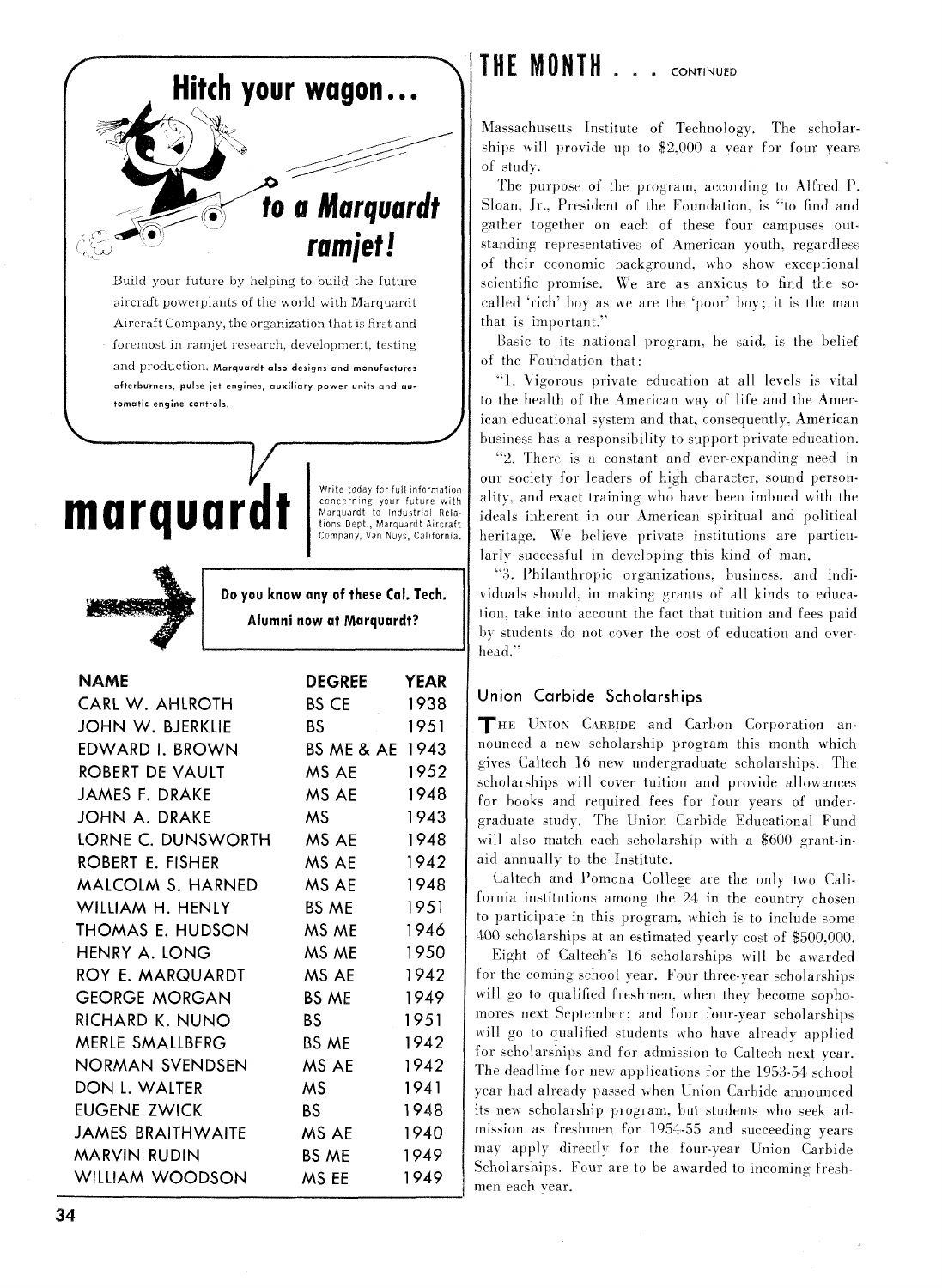## Hitch your wagon...

## to a Marquardt ramjet!

Build your future by helping to build the future aircraft powerplants of the world with Marquardt Aircraft Company, the organization that is first and foremost in ramjet research, development, testing and production. **Marquardt also designs and manufactures afterburners, pulse jet engines, auxiliary power units and automatic engine controls.**

# marquardt

Write today for full information concerning your future with Marquardt to Industrial Relations Dept., Marquardt Aircraft Company, Van Nuys, California.

**Do you know any of these Cal. Tech. Alumni now at Marquardt?**

| NAME | DEGREE | YEAR |
|---|---|---|
| CARL W. AHLROTH | BS CE | 1938 |
| JOHN W. BJERKLIE | BS | 1951 |
| EDWARD I. BROWN | BS ME & AE | 1943 |
| ROBERT DE VAULT | MS AE | 1952 |
| JAMES F. DRAKE | MS AE | 1948 |
| JOHN A. DRAKE | MS | 1943 |
| LORNE C. DUNSWORTH | MS AE | 1948 |
| ROBERT E. FISHER | MS AE | 1942 |
| MALCOLM S. HARNED | MS AE | 1948 |
| WILLIAM H. HENLY | BS ME | 1951 |
| THOMAS E. HUDSON | MS ME | 1946 |
| HENRY A. LONG | MS ME | 1950 |
| ROY E. MARQUARDT | MS AE | 1942 |
| GEORGE MORGAN | BS ME | 1949 |
| RICHARD K. NUNO | BS | 1951 |
| MERLE SMALLBERG | BS ME | 1942 |
| NORMAN SVENDSEN | MS AE | 1942 |
| DON L. WALTER | MS | 1941 |
| EUGENE ZWICK | BS | 1948 |
| JAMES BRAITHWAITE | MS AE | 1940 |
| MARVIN RUDIN | BS ME | 1949 |
| WILLIAM WOODSON | MS EE | 1949 |

# THE MONTH . . . CONTINUED

Massachusetts Institute of Technology. The scholarships will provide up to $2,000 a year for four years of study.

The purpose of the program, according to Alfred P. Sloan, Jr., President of the Foundation, is "to find and gather together on each of these four campuses outstanding representatives of American youth, regardless of their economic background, who show exceptional scientific promise. We are as anxious to find the so-called 'rich' boy as we are the 'poor' boy; it is the man that is important."

Basic to its national program, he said, is the belief of the Foundation that:

"1. Vigorous private education at all levels is vital to the health of the American way of life and the American educational system and that, consequently, American business has a responsibility to support private education.

"2. There is a constant and ever-expanding need in our society for leaders of high character, sound personality, and exact training who have been imbued with the ideals inherent in our American spiritual and political heritage. We believe private institutions are particularly successful in developing this kind of man.

"3. Philanthropic organizations, business, and individuals should, in making grants of all kinds to education, take into account the fact that tuition and fees paid by students do not cover the cost of education and overhead."

## Union Carbide Scholarships

The Union Carbide and Carbon Corporation announced a new scholarship program this month which gives Caltech 16 new undergraduate scholarships. The scholarships will cover tuition and provide allowances for books and required fees for four years of undergraduate study. The Union Carbide Educational Fund will also match each scholarship with a $600 grant-in-aid annually to the Institute.

Caltech and Pomona College are the only two California institutions among the 24 in the country chosen to participate in this program, which is to include some 400 scholarships at an estimated yearly cost of $500,000.

Eight of Caltech's 16 scholarships will be awarded for the coming school year. Four three-year scholarships will go to qualified freshmen, when they become sophomores next September; and four four-year scholarships will go to qualified students who have already applied for scholarships and for admission to Caltech next year. The deadline for new applications for the 1953-54 school year had already passed when Union Carbide announced its new scholarship program, but students who seek admission as freshmen for 1954-55 and succeeding years may apply directly for the four-year Union Carbide Scholarships. Four are to be awarded to incoming freshmen each year.